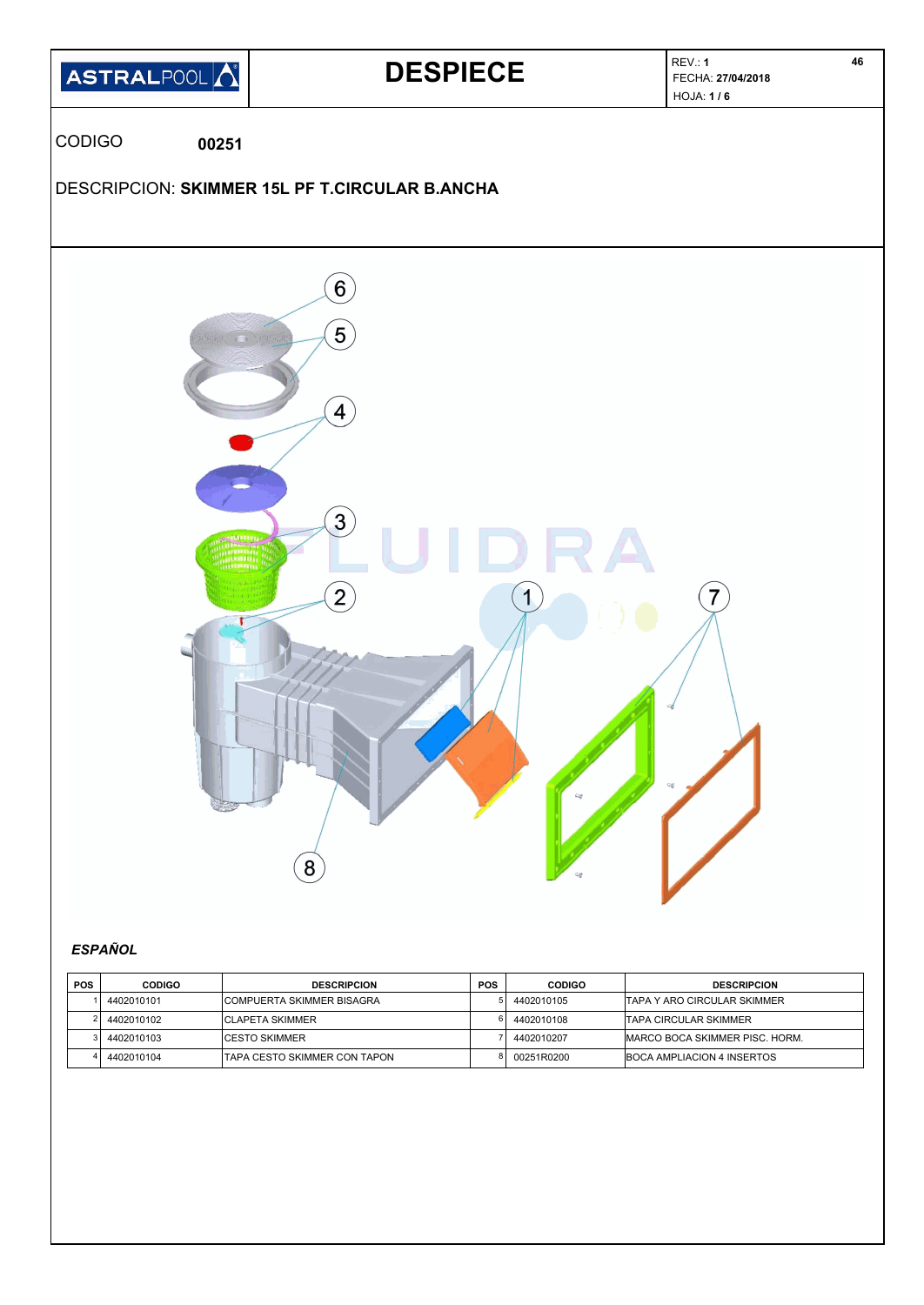ASTRALPOOL

# DESPIECE

REV.: **1**
FECHA: **27/04/2018**

CODIGO **00251**

DESCRIPCION: **SKIMMER 15L PF T.CIRCULAR B.ANCHA**

***ESPAÑOL***

| POS | CODIGO | DESCRIPCION | POS | CODIGO | DESCRIPCION |
|---|---|---|---|---|---|
| 1 | 4402010101 | COMPUERTA SKIMMER BISAGRA | 5 | 4402010105 | TAPA Y ARO CIRCULAR SKIMMER |
| 2 | 4402010102 | CLAPETA SKIMMER | 6 | 4402010108 | TAPA CIRCULAR SKIMMER |
| 3 | 4402010103 | CESTO SKIMMER | 7 | 4402010207 | MARCO BOCA SKIMMER PISC. HORM. |
| 4 | 4402010104 | TAPA CESTO SKIMMER CON TAPON | 8 | 00251R0200 | BOCA AMPLIACION 4 INSERTOS |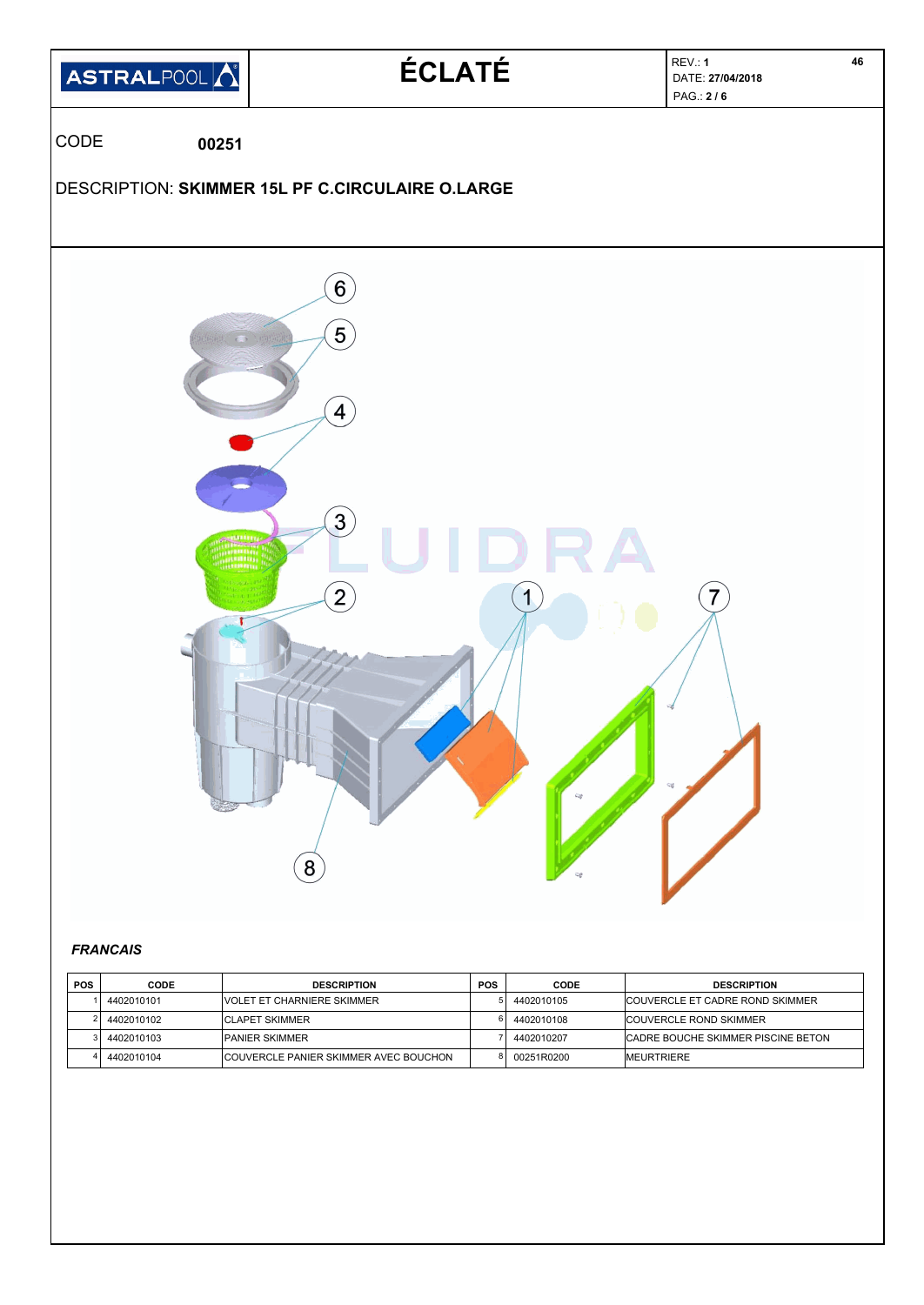ASTRALPOOL

# ÉCLATÉ

REV.: **1**
DATE: **27/04/2018**

CODE **00251**

DESCRIPTION: **SKIMMER 15L PF C.CIRCULAIRE O.LARGE**

***FRANCAIS***

| POS | CODE | DESCRIPTION | POS | CODE | DESCRIPTION |
|---|---|---|---|---|---|
| 1 | 4402010101 | VOLET ET CHARNIERE SKIMMER | 5 | 4402010105 | COUVERCLE ET CADRE ROND SKIMMER |
| 2 | 4402010102 | CLAPET SKIMMER | 6 | 4402010108 | COUVERCLE ROND SKIMMER |
| 3 | 4402010103 | PANIER SKIMMER | 7 | 4402010207 | CADRE BOUCHE SKIMMER PISCINE BETON |
| 4 | 4402010104 | COUVERCLE PANIER SKIMMER AVEC BOUCHON | 8 | 00251R0200 | MEURTRIERE |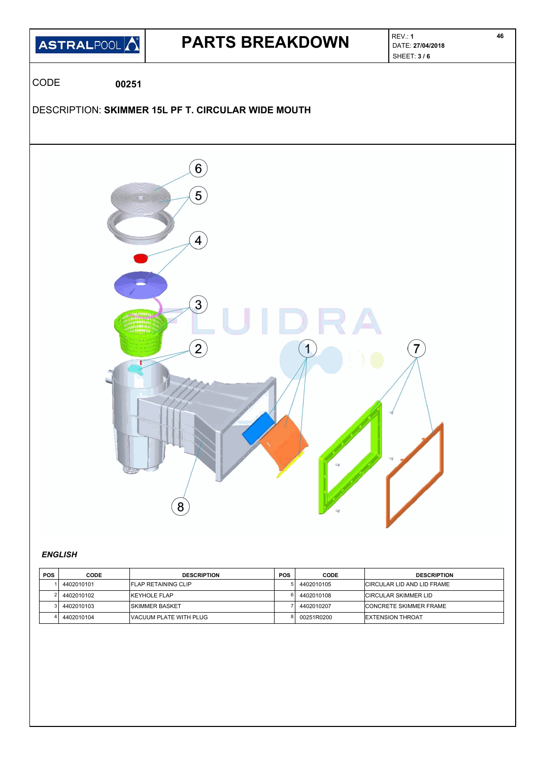# PARTS BREAKDOWN

REV.: 1
DATE: 27/04/2018

CODE **00251**

DESCRIPTION: **SKIMMER 15L PF T. CIRCULAR WIDE MOUTH**

6
5
4
3
2
1
7
8

***ENGLISH***

| POS | CODE | DESCRIPTION | POS | CODE | DESCRIPTION |
|---|---|---|---|---|---|
| 1 | 4402010101 | FLAP RETAINING CLIP | 5 | 4402010105 | CIRCULAR LID AND LID FRAME |
| 2 | 4402010102 | KEYHOLE FLAP | 6 | 4402010108 | CIRCULAR SKIMMER LID |
| 3 | 4402010103 | SKIMMER BASKET | 7 | 4402010207 | CONCRETE SKIMMER FRAME |
| 4 | 4402010104 | VACUUM PLATE WITH PLUG | 8 | 00251R0200 | EXTENSION THROAT |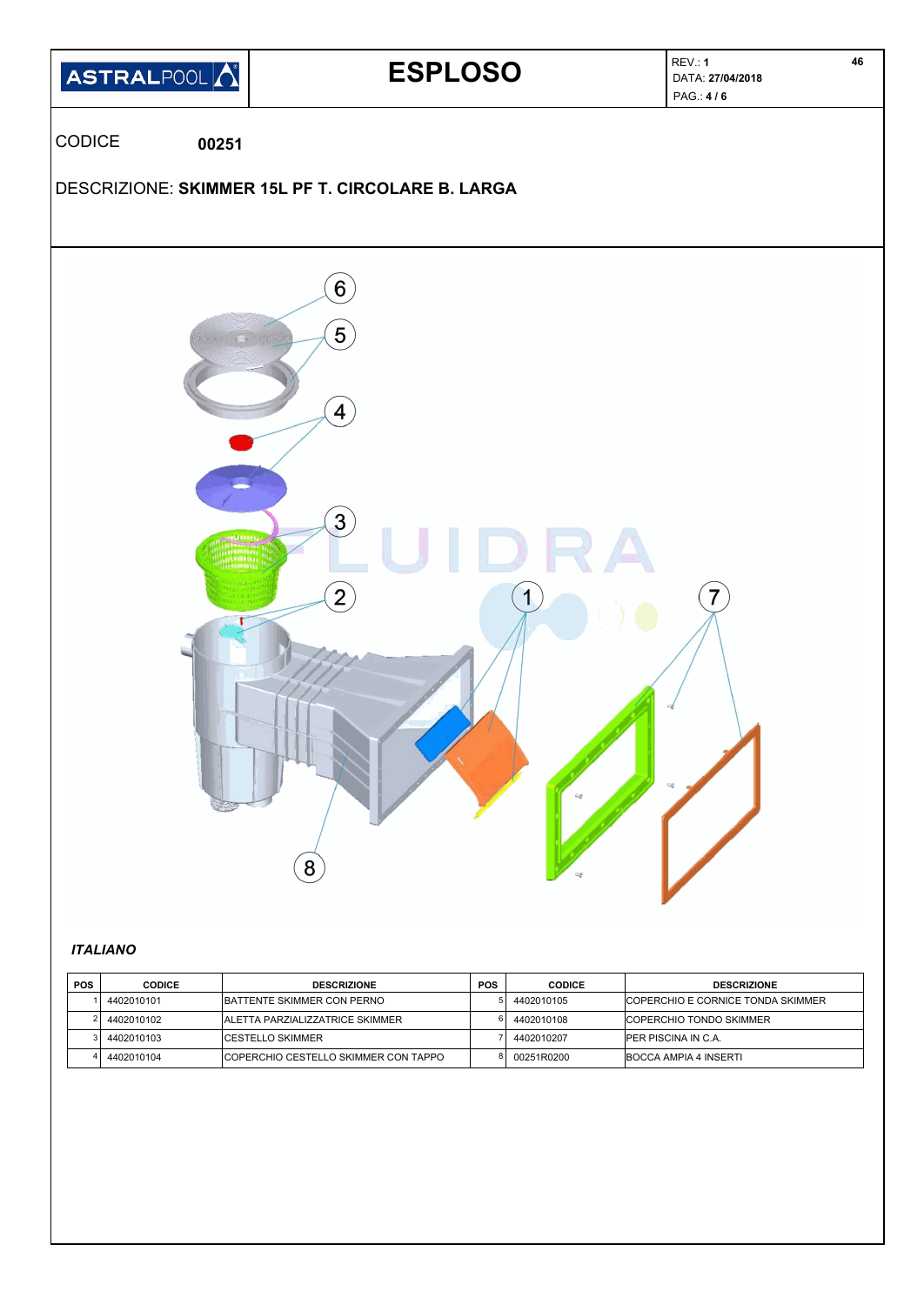# ESPLOSO

REV.: **1**
DATA: **27/04/2018**

CODICE **00251**

DESCRIZIONE: **SKIMMER 15L PF T. CIRCOLARE B. LARGA**

***ITALIANO***

| POS | CODICE | DESCRIZIONE | POS | CODICE | DESCRIZIONE |
|---|---|---|---|---|---|
| 1 | 4402010101 | BATTENTE SKIMMER CON PERNO | 5 | 4402010105 | COPERCHIO E CORNICE TONDA SKIMMER |
| 2 | 4402010102 | ALETTA PARZIALIZZATRICE SKIMMER | 6 | 4402010108 | COPERCHIO TONDO SKIMMER |
| 3 | 4402010103 | CESTELLO SKIMMER | 7 | 4402010207 | PER PISCINA IN C.A. |
| 4 | 4402010104 | COPERCHIO CESTELLO SKIMMER CON TAPPO | 8 | 00251R0200 | BOCCA AMPIA 4 INSERTI |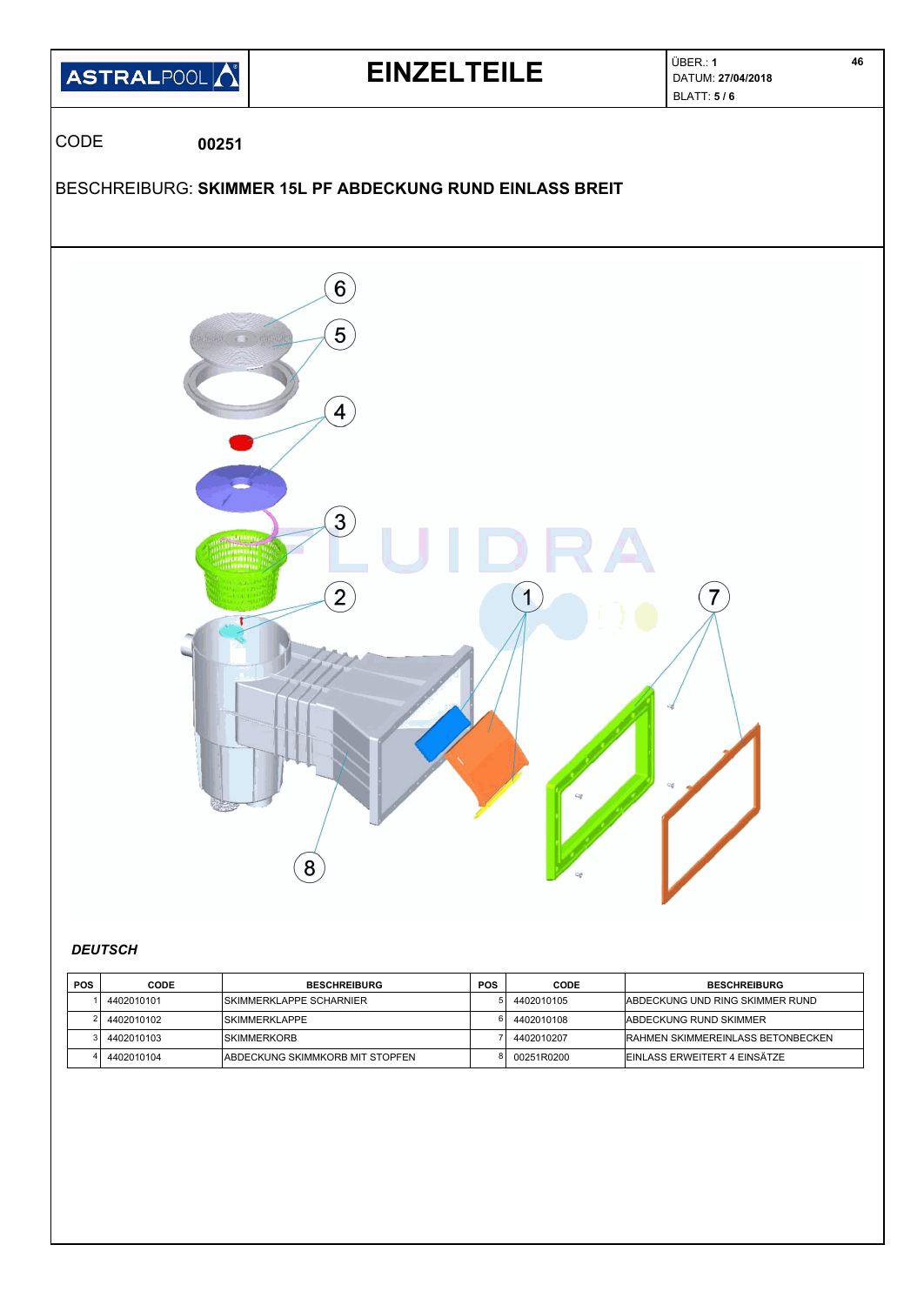# EINZELTEILE

ÜBER.: **1**
DATUM: **27/04/2018**

CODE **00251**

BESCHREIBURG: **SKIMMER 15L PF ABDECKUNG RUND EINLASS BREIT**

***DEUTSCH***

| POS | CODE | BESCHREIBURG | POS | CODE | BESCHREIBURG |
|---|---|---|---|---|---|
| 1 | 4402010101 | SKIMMERKLAPPE SCHARNIER | 5 | 4402010105 | ABDECKUNG UND RING SKIMMER RUND |
| 2 | 4402010102 | SKIMMERKLAPPE | 6 | 4402010108 | ABDECKUNG RUND SKIMMER |
| 3 | 4402010103 | SKIMMERKORB | 7 | 4402010207 | RAHMEN SKIMMEREINLASS BETONBECKEN |
| 4 | 4402010104 | ABDECKUNG SKIMMKORB MIT STOPFEN | 8 | 00251R0200 | EINLASS ERWEITERT 4 EINSÄTZE |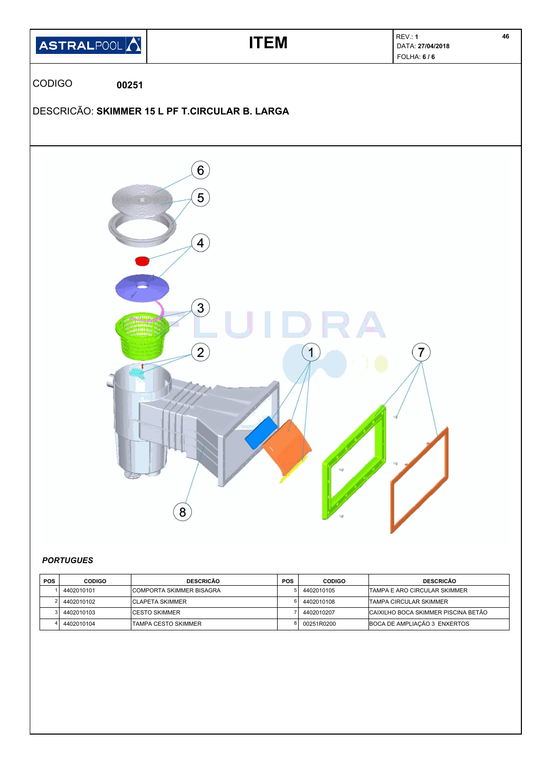# ITEM

REV.: **1**
DATA: **27/04/2018**

CODIGO **00251**

DESCRICÃO: **SKIMMER 15 L PF T.CIRCULAR B. LARGA**

6
5
4
3
2
1
7
8
FLUIDRA

***PORTUGUES***

| POS | CODIGO | DESCRICÃO | POS | CODIGO | DESCRICÃO |
|---|---|---|---|---|---|
| 1 | 4402010101 | COMPORTA SKIMMER BISAGRA | 5 | 4402010105 | TAMPA E ARO CIRCULAR SKIMMER |
| 2 | 4402010102 | CLAPETA SKIMMER | 6 | 4402010108 | TAMPA CIRCULAR SKIMMER |
| 3 | 4402010103 | CESTO SKIMMER | 7 | 4402010207 | CAIXILHO BOCA SKIMMER PISCINA BETÃO |
| 4 | 4402010104 | TAMPA CESTO SKIMMER | 8 | 00251R0200 | BOCA DE AMPLIAÇÃO 3 ENXERTOS |